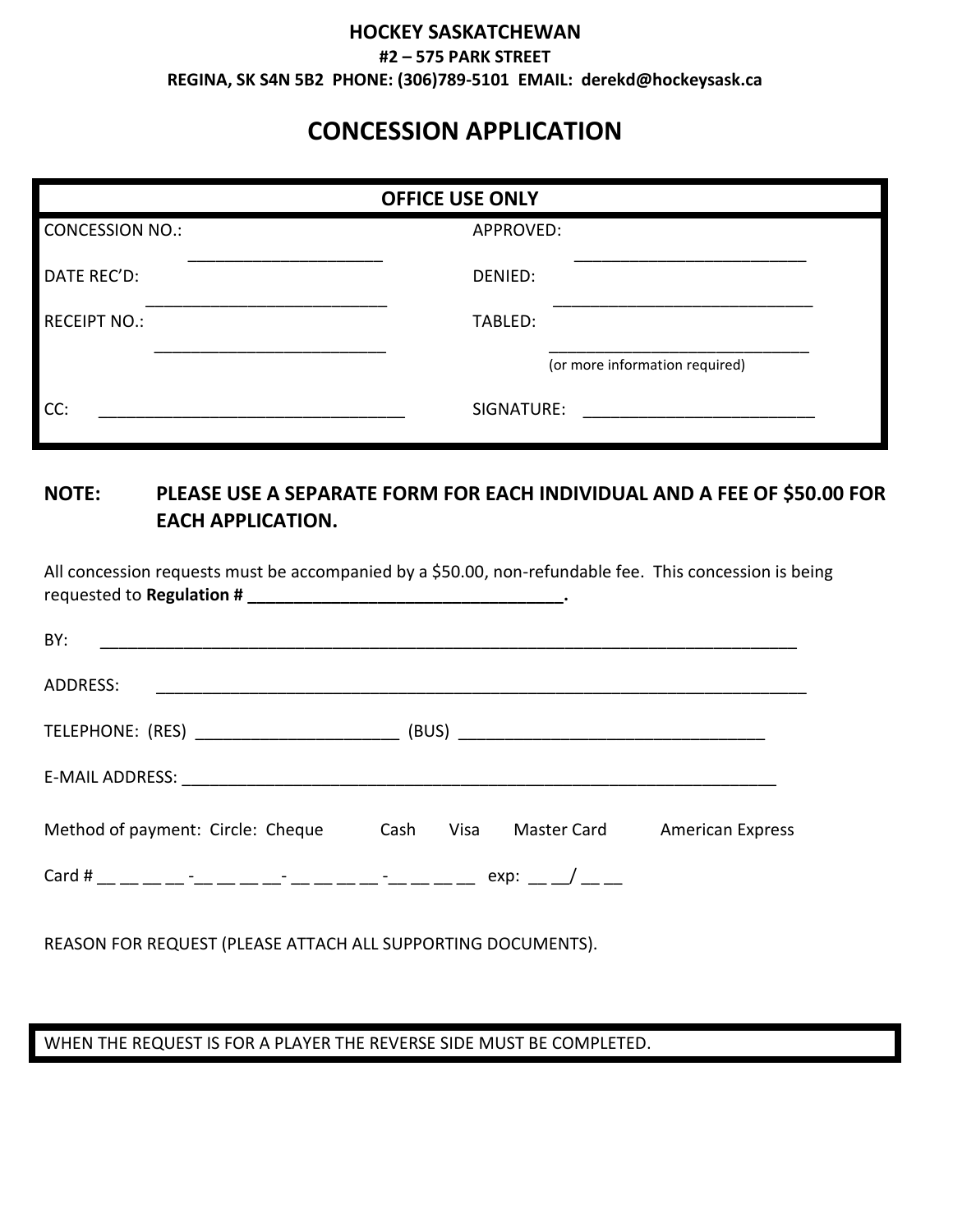**HOCKEY SASKATCHEWAN**
**#2 – 575 PARK STREET**
**REGINA, SK S4N 5B2 PHONE: (306)789-5101 EMAIL: derekd@hockeysask.ca**

# CONCESSION APPLICATION

| OFFICE USE ONLY | |
|---|---|
| CONCESSION NO.: ____________________ | APPROVED: ________________________ |
| DATE REC'D: ________________________ | DENIED: ___________________________ |
| RECEIPT NO.: _______________________ | TABLED: ___________________________ (or more information required) |
| CC: ______________________________ | SIGNATURE: ________________________ |

**NOTE: PLEASE USE A SEPARATE FORM FOR EACH INDIVIDUAL AND A FEE OF $50.00 FOR EACH APPLICATION.**

All concession requests must be accompanied by a $50.00, non-refundable fee. This concession is being requested to **Regulation # __________________________________.**

BY: ____________________________________________________________________________

ADDRESS: _______________________________________________________________________

TELEPHONE: (RES) _____________________ (BUS) ________________________________

E-MAIL ADDRESS: _________________________________________________________________

Method of payment: Circle: Cheque Cash Visa Master Card American Express

Card # __ __ __ __ -__ __ __ __- __ __ __ __ -__ __ __ __ exp: __ __/ __ __

REASON FOR REQUEST (PLEASE ATTACH ALL SUPPORTING DOCUMENTS).

WHEN THE REQUEST IS FOR A PLAYER THE REVERSE SIDE MUST BE COMPLETED.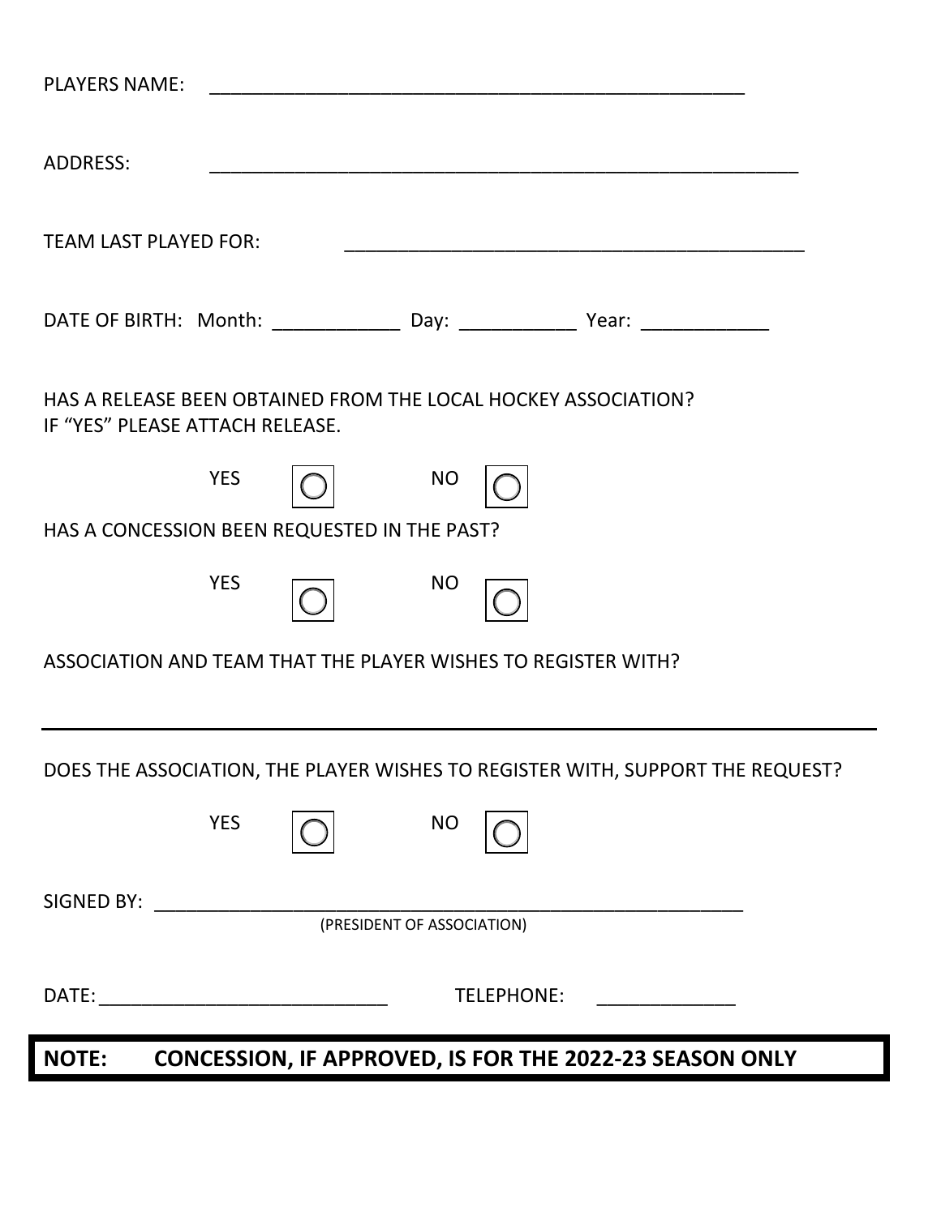PLAYERS NAME: ___________________________________________________

ADDRESS: ________________________________________________________

TEAM LAST PLAYED FOR: ____________________________________________

DATE OF BIRTH: Month: ____________ Day: ___________ Year: ____________

HAS A RELEASE BEEN OBTAINED FROM THE LOCAL HOCKEY ASSOCIATION?
IF "YES" PLEASE ATTACH RELEASE.

YES ☐ NO ☐

HAS A CONCESSION BEEN REQUESTED IN THE PAST?

YES ☐ NO ☐

ASSOCIATION AND TEAM THAT THE PLAYER WISHES TO REGISTER WITH?

_____________________________________________________________________________

DOES THE ASSOCIATION, THE PLAYER WISHES TO REGISTER WITH, SUPPORT THE REQUEST?

YES ☐ NO ☐

SIGNED BY: ________________________________________________________
(PRESIDENT OF ASSOCIATION)

DATE: ___________________________ TELEPHONE: _____________

**NOTE: CONCESSION, IF APPROVED, IS FOR THE 2022-23 SEASON ONLY**